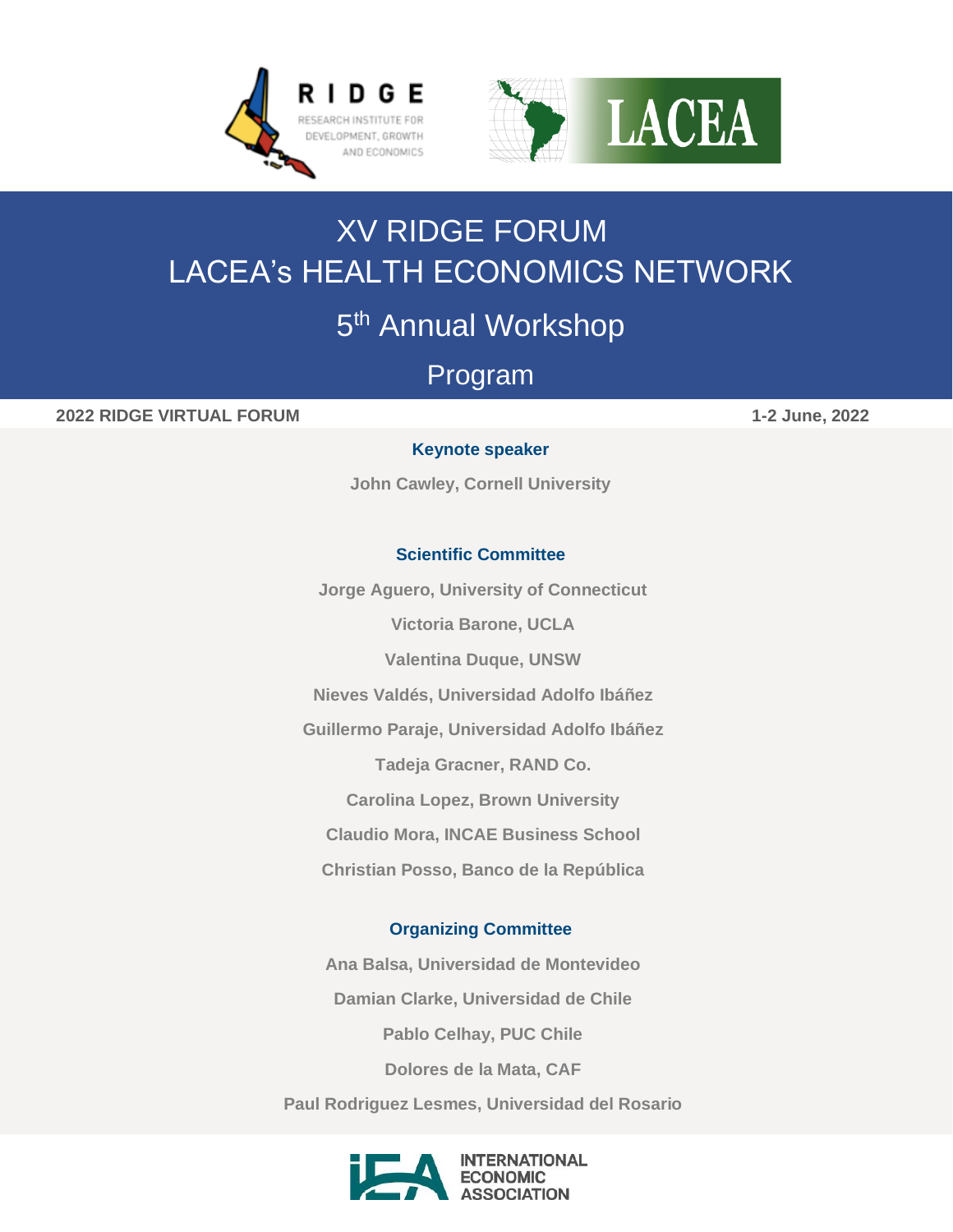# XV RIDGE FORUM
# LACEA's HEALTH ECONOMICS NETWORK

## 5th Annual Workshop

## Program

**2022 RIDGE VIRTUAL FORUM** **1-2 June, 2022**

### Keynote speaker

**John Cawley, Cornell University**

### Scientific Committee

**Jorge Aguero, University of Connecticut**

**Victoria Barone, UCLA**

**Valentina Duque, UNSW**

**Nieves Valdés, Universidad Adolfo Ibáñez**

**Guillermo Paraje, Universidad Adolfo Ibáñez**

**Tadeja Gracner, RAND Co.**

**Carolina Lopez, Brown University**

**Claudio Mora, INCAE Business School**

**Christian Posso, Banco de la República**

### Organizing Committee

**Ana Balsa, Universidad de Montevideo**

**Damian Clarke, Universidad de Chile**

**Pablo Celhay, PUC Chile**

**Dolores de la Mata, CAF**

**Paul Rodriguez Lesmes, Universidad del Rosario**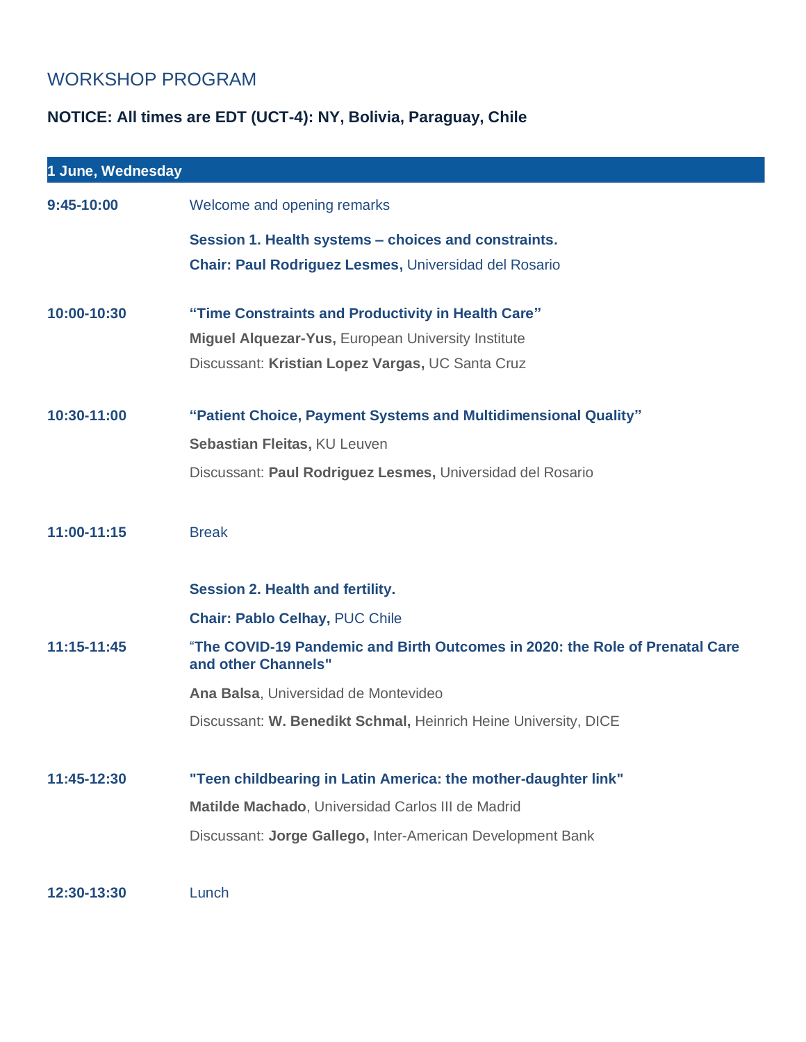## WORKSHOP PROGRAM

**NOTICE: All times are EDT (UCT-4): NY, Bolivia, Paraguay, Chile**

| **1 June, Wednesday** | |
|---|---|
| **9:45-10:00** | Welcome and opening remarks |
| | **Session 1. Health systems – choices and constraints.** |
| | **Chair: Paul Rodriguez Lesmes,** Universidad del Rosario |
| **10:00-10:30** | **"Time Constraints and Productivity in Health Care"** |
| | **Miguel Alquezar-Yus,** European University Institute |
| | Discussant: **Kristian Lopez Vargas,** UC Santa Cruz |
| **10:30-11:00** | **"Patient Choice, Payment Systems and Multidimensional Quality"** |
| | **Sebastian Fleitas,** KU Leuven |
| | Discussant: **Paul Rodriguez Lesmes,** Universidad del Rosario |
| **11:00-11:15** | Break |
| | **Session 2. Health and fertility.** |
| | **Chair: Pablo Celhay,** PUC Chile |
| **11:15-11:45** | "**The COVID-19 Pandemic and Birth Outcomes in 2020: the Role of Prenatal Care and other Channels"** |
| | **Ana Balsa**, Universidad de Montevideo |
| | Discussant: **W. Benedikt Schmal,** Heinrich Heine University, DICE |
| **11:45-12:30** | **"Teen childbearing in Latin America: the mother-daughter link"** |
| | **Matilde Machado**, Universidad Carlos III de Madrid |
| | Discussant: **Jorge Gallego,** Inter-American Development Bank |
| **12:30-13:30** | Lunch |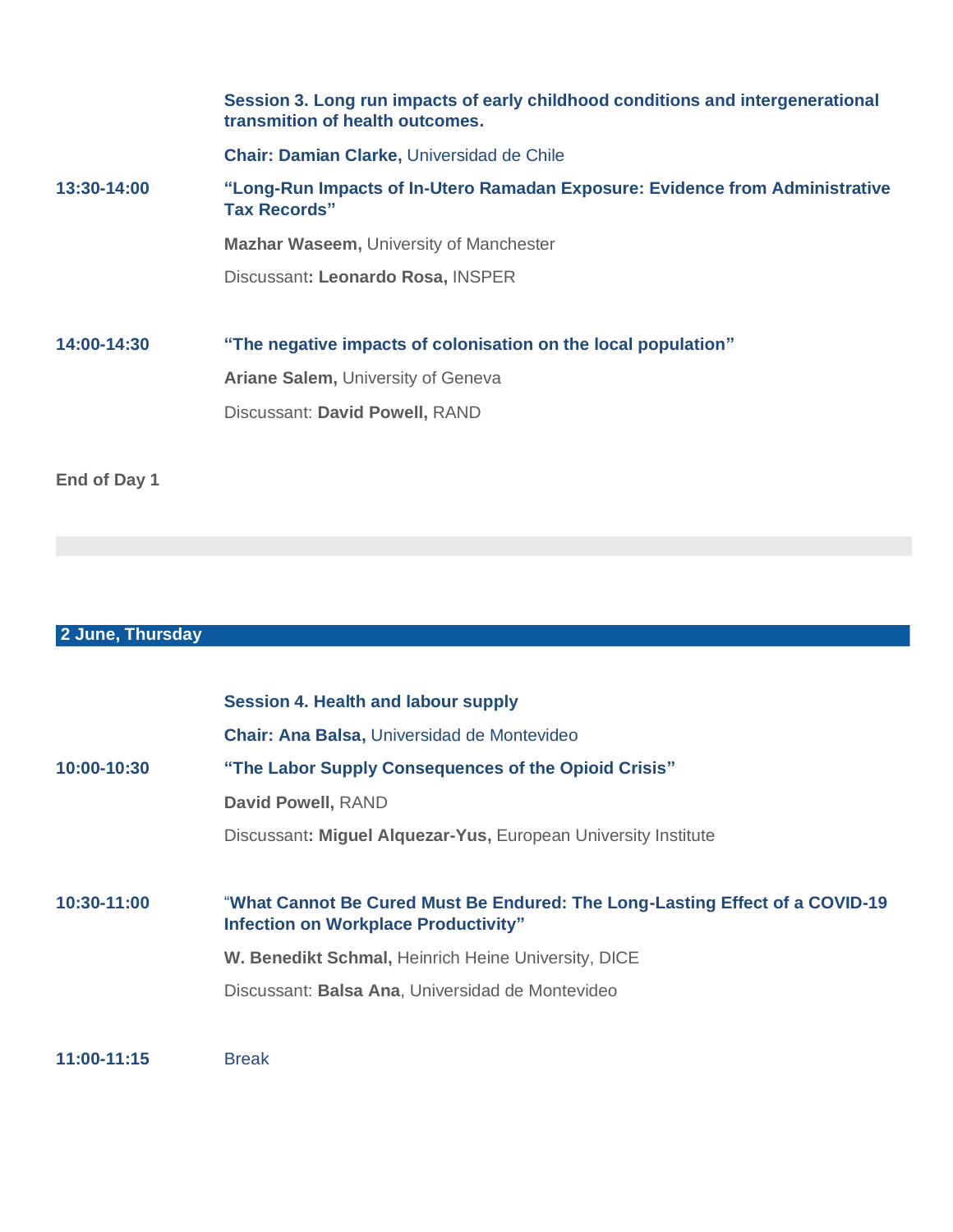**Session 3. Long run impacts of early childhood conditions and intergenerational transmition of health outcomes.**

**Chair: Damian Clarke,** Universidad de Chile

**13:30-14:00** **"Long-Run Impacts of In-Utero Ramadan Exposure: Evidence from Administrative Tax Records"**

**Mazhar Waseem,** University of Manchester

Discussant**: Leonardo Rosa,** INSPER

**14:00-14:30** **"The negative impacts of colonisation on the local population"**

**Ariane Salem,** University of Geneva

Discussant: **David Powell,** RAND

**End of Day 1**

## 2 June, Thursday

**Session 4. Health and labour supply**

**Chair: Ana Balsa,** Universidad de Montevideo

**10:00-10:30** **"The Labor Supply Consequences of the Opioid Crisis"**

**David Powell,** RAND

Discussant**: Miguel Alquezar-Yus,** European University Institute

**10:30-11:00** "**What Cannot Be Cured Must Be Endured: The Long-Lasting Effect of a COVID-19 Infection on Workplace Productivity"**

**W. Benedikt Schmal,** Heinrich Heine University, DICE

Discussant: **Balsa Ana**, Universidad de Montevideo

**11:00-11:15** Break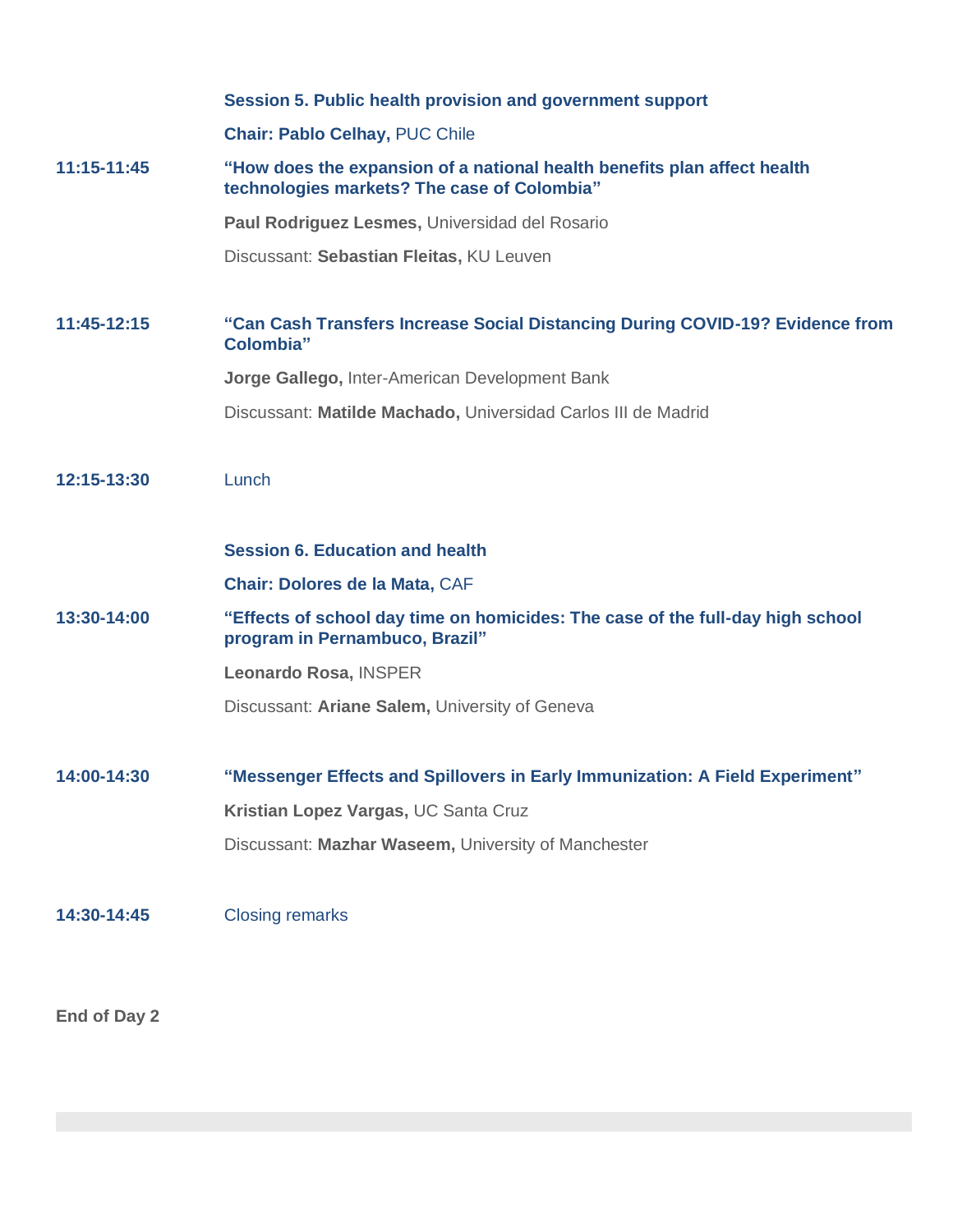**Session 5. Public health provision and government support**

**Chair: Pablo Celhay,** PUC Chile

**11:15-11:45** **"How does the expansion of a national health benefits plan affect health technologies markets? The case of Colombia"**

**Paul Rodriguez Lesmes,** Universidad del Rosario

Discussant: **Sebastian Fleitas,** KU Leuven

**11:45-12:15** **"Can Cash Transfers Increase Social Distancing During COVID-19? Evidence from Colombia"**

**Jorge Gallego,** Inter-American Development Bank

Discussant: **Matilde Machado,** Universidad Carlos III de Madrid

**12:15-13:30** Lunch

**Session 6. Education and health**

**Chair: Dolores de la Mata,** CAF

**13:30-14:00** **"Effects of school day time on homicides: The case of the full-day high school program in Pernambuco, Brazil"**

**Leonardo Rosa,** INSPER

Discussant: **Ariane Salem,** University of Geneva

**14:00-14:30** **"Messenger Effects and Spillovers in Early Immunization: A Field Experiment"**

**Kristian Lopez Vargas,** UC Santa Cruz

Discussant: **Mazhar Waseem,** University of Manchester

**14:30-14:45** Closing remarks

**End of Day 2**